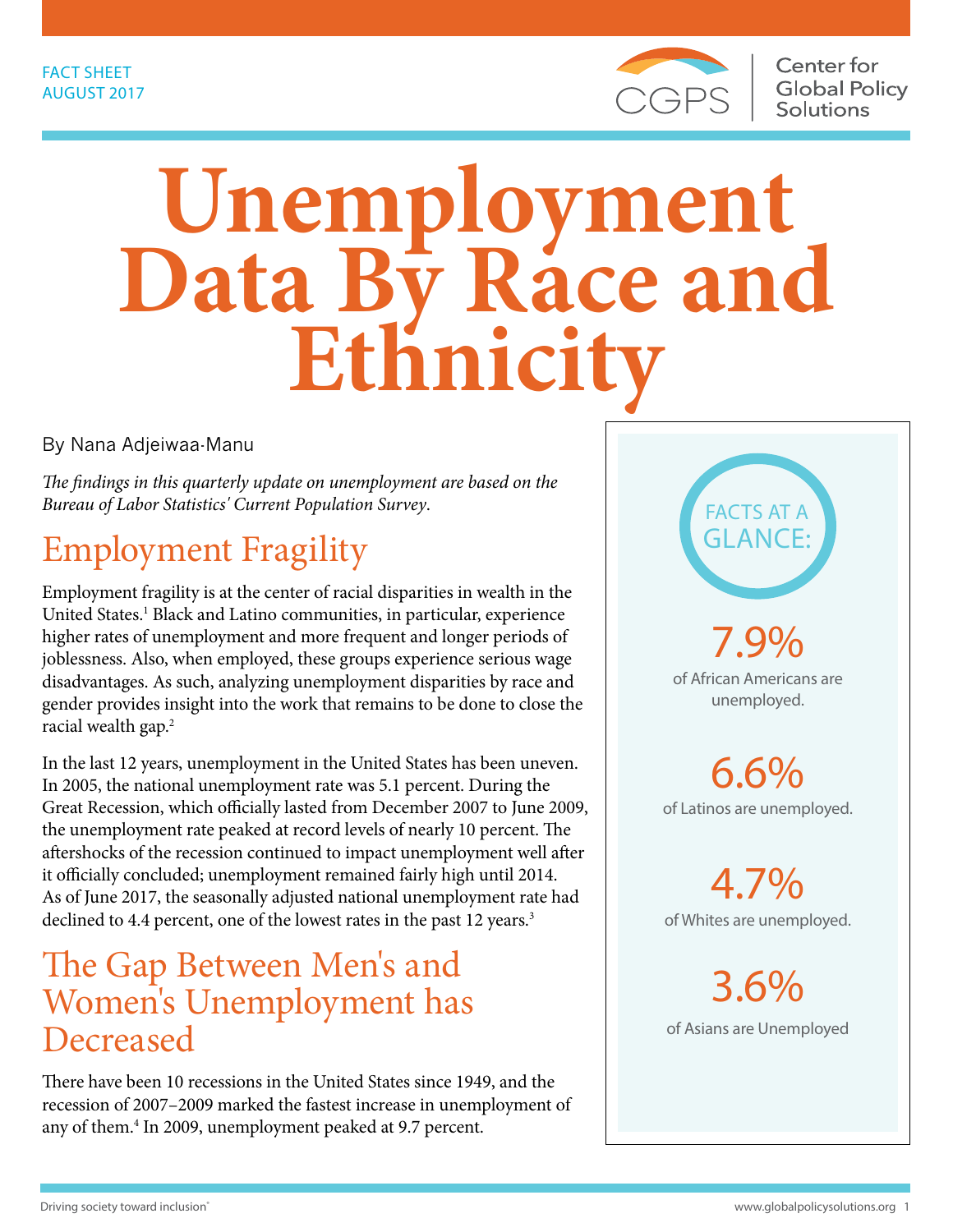FACT SHEET
AUGUST 2017

CGPS | Center for Global Policy Solutions

# Unemployment Data By Race and Ethnicity

By Nana Adjeiwaa-Manu

*The findings in this quarterly update on unemployment are based on the Bureau of Labor Statistics' Current Population Survey.*

## Employment Fragility

Employment fragility is at the center of racial disparities in wealth in the United States.[1] Black and Latino communities, in particular, experience higher rates of unemployment and more frequent and longer periods of joblessness. Also, when employed, these groups experience serious wage disadvantages. As such, analyzing unemployment disparities by race and gender provides insight into the work that remains to be done to close the racial wealth gap.[2]

In the last 12 years, unemployment in the United States has been uneven. In 2005, the national unemployment rate was 5.1 percent. During the Great Recession, which officially lasted from December 2007 to June 2009, the unemployment rate peaked at record levels of nearly 10 percent. The aftershocks of the recession continued to impact unemployment well after it officially concluded; unemployment remained fairly high until 2014. As of June 2017, the seasonally adjusted national unemployment rate had declined to 4.4 percent, one of the lowest rates in the past 12 years.[3]

## The Gap Between Men's and Women's Unemployment has Decreased

There have been 10 recessions in the United States since 1949, and the recession of 2007–2009 marked the fastest increase in unemployment of any of them.[4] In 2009, unemployment peaked at 9.7 percent.

**FACTS AT A GLANCE:**

**7.9%**
of African Americans are unemployed.

**6.6%**
of Latinos are unemployed.

**4.7%**
of Whites are unemployed.

**3.6%**
of Asians are Unemployed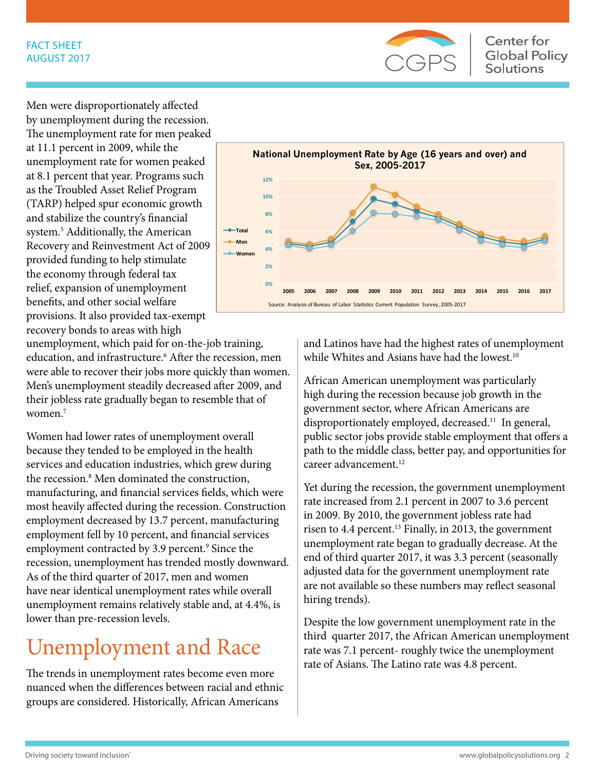FACT SHEET
AUGUST 2017

Men were disproportionately affected by unemployment during the recession. The unemployment rate for men peaked at 11.1 percent in 2009, while the unemployment rate for women peaked at 8.1 percent that year. Programs such as the Troubled Asset Relief Program (TARP) helped spur economic growth and stabilize the country's financial system.[5] Additionally, the American Recovery and Reinvestment Act of 2009 provided funding to help stimulate the economy through federal tax relief, expansion of unemployment benefits, and other social welfare provisions. It also provided tax-exempt recovery bonds to areas with high unemployment, which paid for on-the-job training, education, and infrastructure.[6] After the recession, men were able to recover their jobs more quickly than women. Men's unemployment steadily decreased after 2009, and their jobless rate gradually began to resemble that of women.[7]

**National Unemployment Rate by Age (16 years and over) and Sex, 2005-2017**

Source: Analysis of Bureau of Labor Statistics Current Population Survey, 2005-2017

Women had lower rates of unemployment overall because they tended to be employed in the health services and education industries, which grew during the recession.[8] Men dominated the construction, manufacturing, and financial services fields, which were most heavily affected during the recession. Construction employment decreased by 13.7 percent, manufacturing employment fell by 10 percent, and financial services employment contracted by 3.9 percent.[9] Since the recession, unemployment has trended mostly downward. As of the third quarter of 2017, men and women have near identical unemployment rates while overall unemployment remains relatively stable and, at 4.4%, is lower than pre-recession levels.

# Unemployment and Race

The trends in unemployment rates become even more nuanced when the differences between racial and ethnic groups are considered. Historically, African Americans and Latinos have had the highest rates of unemployment while Whites and Asians have had the lowest.[10]

African American unemployment was particularly high during the recession because job growth in the government sector, where African Americans are disproportionately employed, decreased.[11] In general, public sector jobs provide stable employment that offers a path to the middle class, better pay, and opportunities for career advancement.[12]

Yet during the recession, the government unemployment rate increased from 2.1 percent in 2007 to 3.6 percent in 2009. By 2010, the government jobless rate had risen to 4.4 percent.[13] Finally, in 2013, the government unemployment rate began to gradually decrease. At the end of third quarter 2017, it was 3.3 percent (seasonally adjusted data for the government unemployment rate are not available so these numbers may reflect seasonal hiring trends).

Despite the low government unemployment rate in the third quarter 2017, the African American unemployment rate was 7.1 percent- roughly twice the unemployment rate of Asians. The Latino rate was 4.8 percent.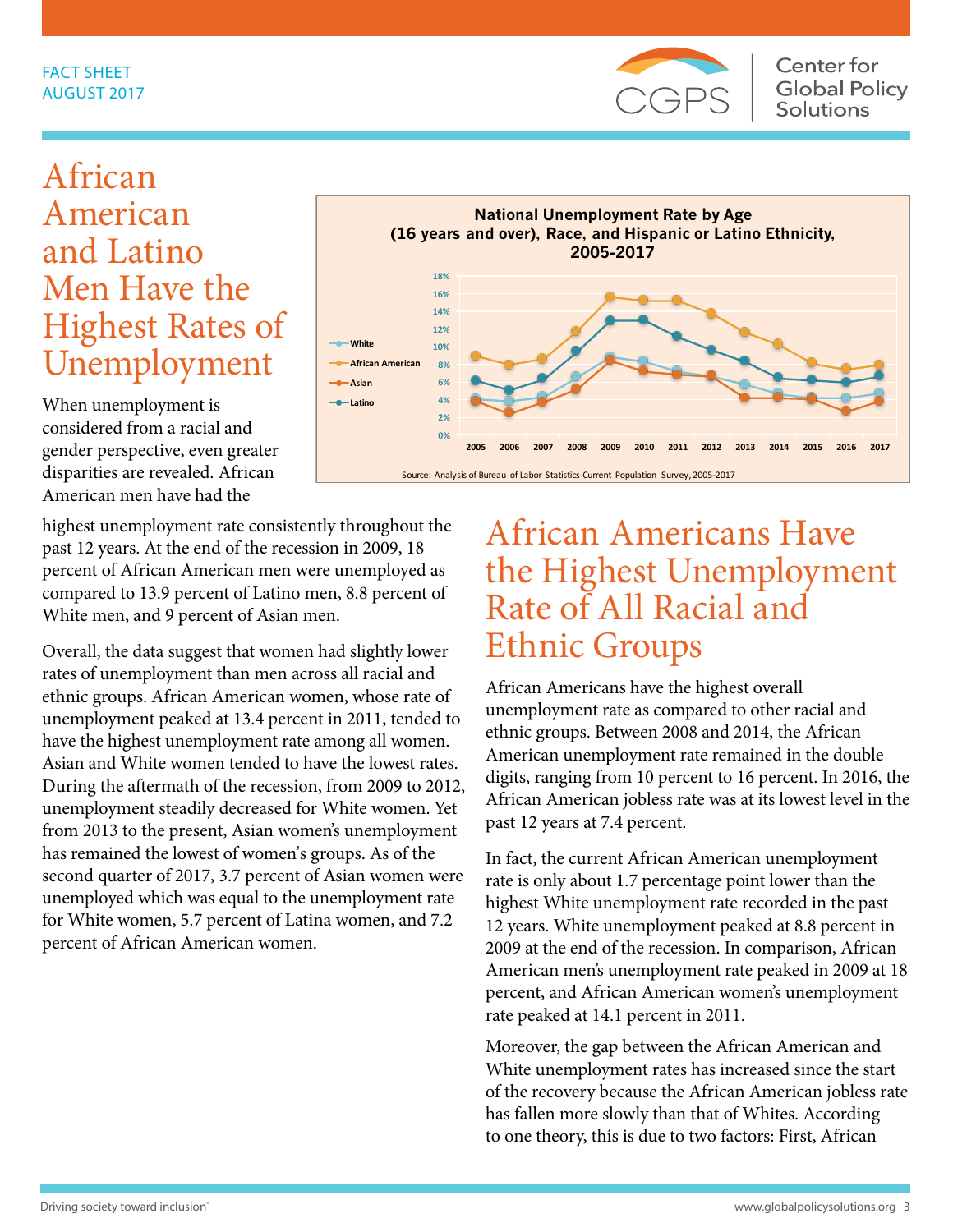FACT SHEET
AUGUST 2017

# African American and Latino Men Have the Highest Rates of Unemployment

**National Unemployment Rate by Age (16 years and over), Race, and Hispanic or Latino Ethnicity, 2005-2017**

Source: Analysis of Bureau of Labor Statistics Current Population Survey, 2005-2017

When unemployment is considered from a racial and gender perspective, even greater disparities are revealed. African American men have had the highest unemployment rate consistently throughout the past 12 years. At the end of the recession in 2009, 18 percent of African American men were unemployed as compared to 13.9 percent of Latino men, 8.8 percent of White men, and 9 percent of Asian men.

Overall, the data suggest that women had slightly lower rates of unemployment than men across all racial and ethnic groups. African American women, whose rate of unemployment peaked at 13.4 percent in 2011, tended to have the highest unemployment rate among all women. Asian and White women tended to have the lowest rates. During the aftermath of the recession, from 2009 to 2012, unemployment steadily decreased for White women. Yet from 2013 to the present, Asian women's unemployment has remained the lowest of women's groups. As of the second quarter of 2017, 3.7 percent of Asian women were unemployed which was equal to the unemployment rate for White women, 5.7 percent of Latina women, and 7.2 percent of African American women.

# African Americans Have the Highest Unemployment Rate of All Racial and Ethnic Groups

African Americans have the highest overall unemployment rate as compared to other racial and ethnic groups. Between 2008 and 2014, the African American unemployment rate remained in the double digits, ranging from 10 percent to 16 percent. In 2016, the African American jobless rate was at its lowest level in the past 12 years at 7.4 percent.

In fact, the current African American unemployment rate is only about 1.7 percentage point lower than the highest White unemployment rate recorded in the past 12 years. White unemployment peaked at 8.8 percent in 2009 at the end of the recession. In comparison, African American men's unemployment rate peaked in 2009 at 18 percent, and African American women's unemployment rate peaked at 14.1 percent in 2011.

Moreover, the gap between the African American and White unemployment rates has increased since the start of the recovery because the African American jobless rate has fallen more slowly than that of Whites. According to one theory, this is due to two factors: First, African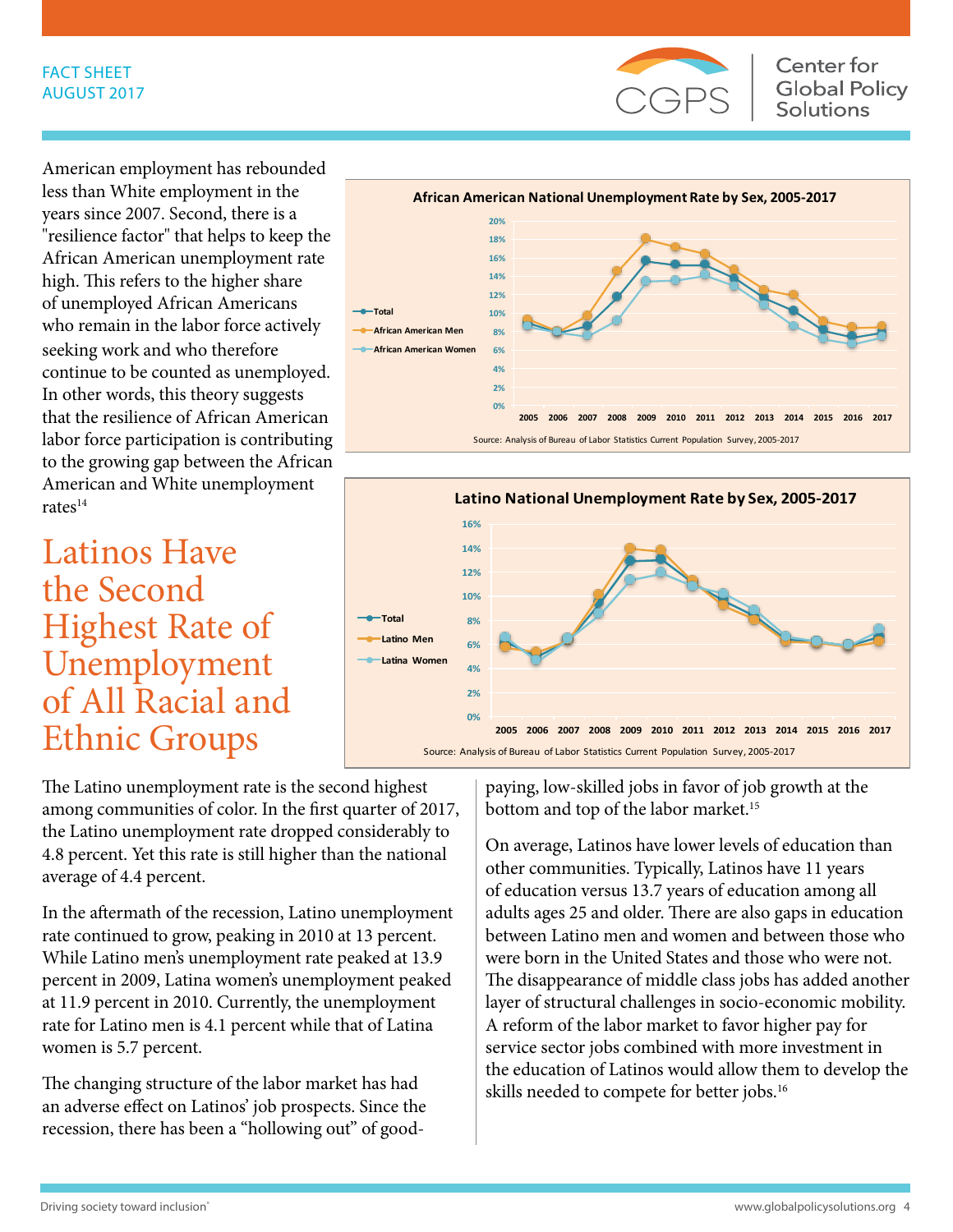American employment has rebounded less than White employment in the years since 2007. Second, there is a "resilience factor" that helps to keep the African American unemployment rate high. This refers to the higher share of unemployed African Americans who remain in the labor force actively seeking work and who therefore continue to be counted as unemployed. In other words, this theory suggests that the resilience of African American labor force participation is contributing to the growing gap between the African American and White unemployment rates[14]

**African American National Unemployment Rate by Sex, 2005-2017**

Source: Analysis of Bureau of Labor Statistics Current Population Survey, 2005-2017

**Latino National Unemployment Rate by Sex, 2005-2017**

Source: Analysis of Bureau of Labor Statistics Current Population Survey, 2005-2017

## Latinos Have the Second Highest Rate of Unemployment of All Racial and Ethnic Groups

The Latino unemployment rate is the second highest among communities of color. In the first quarter of 2017, the Latino unemployment rate dropped considerably to 4.8 percent. Yet this rate is still higher than the national average of 4.4 percent.

In the aftermath of the recession, Latino unemployment rate continued to grow, peaking in 2010 at 13 percent. While Latino men's unemployment rate peaked at 13.9 percent in 2009, Latina women's unemployment peaked at 11.9 percent in 2010. Currently, the unemployment rate for Latino men is 4.1 percent while that of Latina women is 5.7 percent.

The changing structure of the labor market has had an adverse effect on Latinos' job prospects. Since the recession, there has been a "hollowing out" of good-paying, low-skilled jobs in favor of job growth at the bottom and top of the labor market.[15]

On average, Latinos have lower levels of education than other communities. Typically, Latinos have 11 years of education versus 13.7 years of education among all adults ages 25 and older. There are also gaps in education between Latino men and women and between those who were born in the United States and those who were not. The disappearance of middle class jobs has added another layer of structural challenges in socio-economic mobility. A reform of the labor market to favor higher pay for service sector jobs combined with more investment in the education of Latinos would allow them to develop the skills needed to compete for better jobs.[16]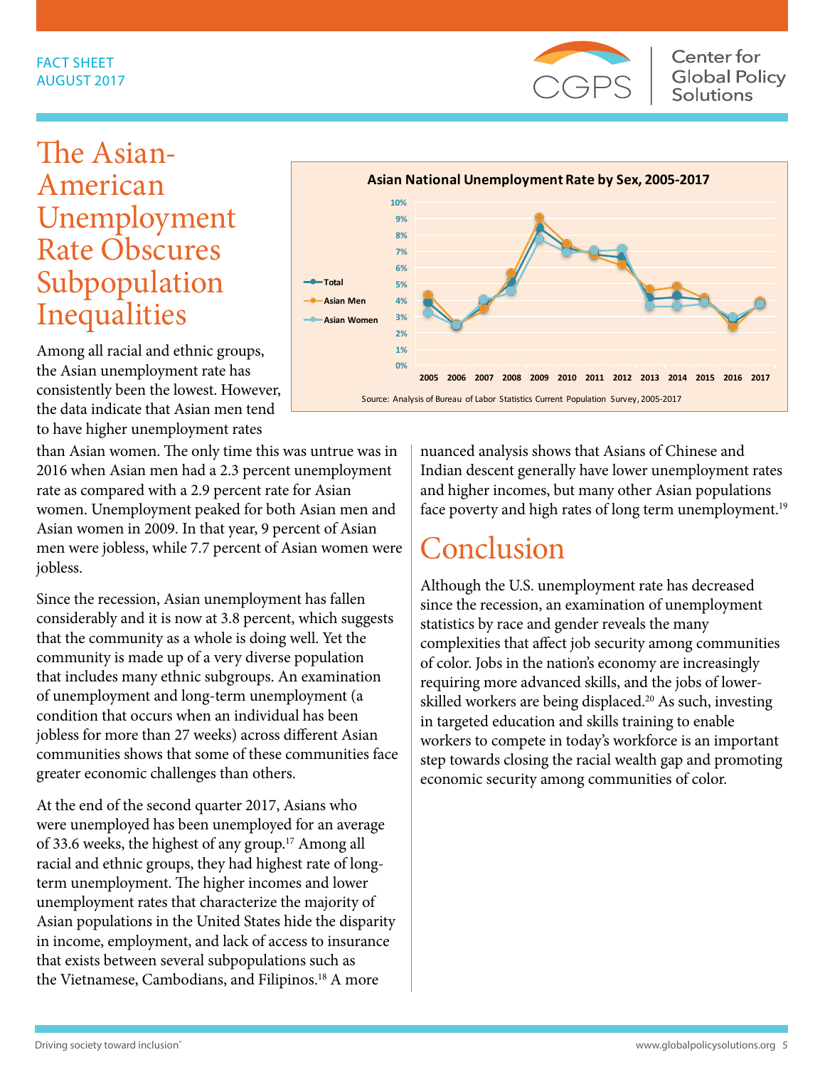FACT SHEET
AUGUST 2017

# The Asian-American Unemployment Rate Obscures Subpopulation Inequalities

**Asian National Unemployment Rate by Sex, 2005-2017**

Source: Analysis of Bureau of Labor Statistics Current Population Survey, 2005-2017

Among all racial and ethnic groups, the Asian unemployment rate has consistently been the lowest. However, the data indicate that Asian men tend to have higher unemployment rates than Asian women. The only time this was untrue was in 2016 when Asian men had a 2.3 percent unemployment rate as compared with a 2.9 percent rate for Asian women. Unemployment peaked for both Asian men and Asian women in 2009. In that year, 9 percent of Asian men were jobless, while 7.7 percent of Asian women were jobless.

Since the recession, Asian unemployment has fallen considerably and it is now at 3.8 percent, which suggests that the community as a whole is doing well. Yet the community is made up of a very diverse population that includes many ethnic subgroups. An examination of unemployment and long-term unemployment (a condition that occurs when an individual has been jobless for more than 27 weeks) across different Asian communities shows that some of these communities face greater economic challenges than others.

At the end of the second quarter 2017, Asians who were unemployed has been unemployed for an average of 33.6 weeks, the highest of any group.[17] Among all racial and ethnic groups, they had highest rate of long-term unemployment. The higher incomes and lower unemployment rates that characterize the majority of Asian populations in the United States hide the disparity in income, employment, and lack of access to insurance that exists between several subpopulations such as the Vietnamese, Cambodians, and Filipinos.[18] A more nuanced analysis shows that Asians of Chinese and Indian descent generally have lower unemployment rates and higher incomes, but many other Asian populations face poverty and high rates of long term unemployment.[19]

# Conclusion

Although the U.S. unemployment rate has decreased since the recession, an examination of unemployment statistics by race and gender reveals the many complexities that affect job security among communities of color. Jobs in the nation's economy are increasingly requiring more advanced skills, and the jobs of lower-skilled workers are being displaced.[20] As such, investing in targeted education and skills training to enable workers to compete in today's workforce is an important step towards closing the racial wealth gap and promoting economic security among communities of color.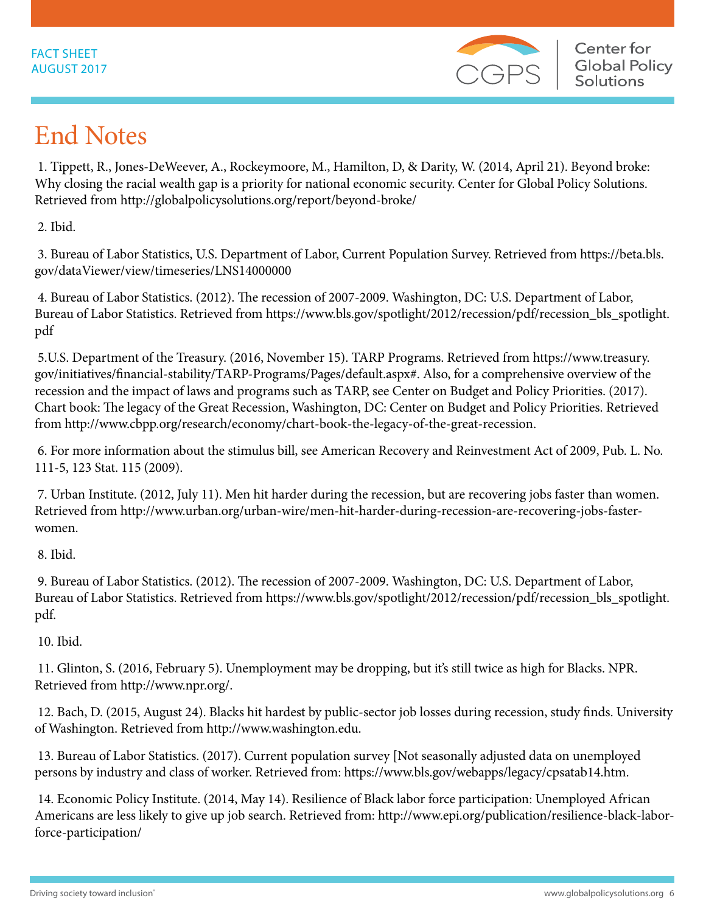# End Notes

1. Tippett, R., Jones-DeWeever, A., Rockeymoore, M., Hamilton, D, & Darity, W. (2014, April 21). Beyond broke: Why closing the racial wealth gap is a priority for national economic security. Center for Global Policy Solutions. Retrieved from http://globalpolicysolutions.org/report/beyond-broke/

2. Ibid.

3. Bureau of Labor Statistics, U.S. Department of Labor, Current Population Survey. Retrieved from https://beta.bls.gov/dataViewer/view/timeseries/LNS14000000

4. Bureau of Labor Statistics. (2012). The recession of 2007-2009. Washington, DC: U.S. Department of Labor, Bureau of Labor Statistics. Retrieved from https://www.bls.gov/spotlight/2012/recession/pdf/recession_bls_spotlight.pdf

5.U.S. Department of the Treasury. (2016, November 15). TARP Programs. Retrieved from https://www.treasury.gov/initiatives/financial-stability/TARP-Programs/Pages/default.aspx#. Also, for a comprehensive overview of the recession and the impact of laws and programs such as TARP, see Center on Budget and Policy Priorities. (2017). Chart book: The legacy of the Great Recession, Washington, DC: Center on Budget and Policy Priorities. Retrieved from http://www.cbpp.org/research/economy/chart-book-the-legacy-of-the-great-recession.

6. For more information about the stimulus bill, see American Recovery and Reinvestment Act of 2009, Pub. L. No. 111-5, 123 Stat. 115 (2009).

7. Urban Institute. (2012, July 11). Men hit harder during the recession, but are recovering jobs faster than women. Retrieved from http://www.urban.org/urban-wire/men-hit-harder-during-recession-are-recovering-jobs-faster-women.

8. Ibid.

9. Bureau of Labor Statistics. (2012). The recession of 2007-2009. Washington, DC: U.S. Department of Labor, Bureau of Labor Statistics. Retrieved from https://www.bls.gov/spotlight/2012/recession/pdf/recession_bls_spotlight.pdf.

10. Ibid.

11. Glinton, S. (2016, February 5). Unemployment may be dropping, but it's still twice as high for Blacks. NPR. Retrieved from http://www.npr.org/.

12. Bach, D. (2015, August 24). Blacks hit hardest by public-sector job losses during recession, study finds. University of Washington. Retrieved from http://www.washington.edu.

13. Bureau of Labor Statistics. (2017). Current population survey [Not seasonally adjusted data on unemployed persons by industry and class of worker. Retrieved from: https://www.bls.gov/webapps/legacy/cpsatab14.htm.

14. Economic Policy Institute. (2014, May 14). Resilience of Black labor force participation: Unemployed African Americans are less likely to give up job search. Retrieved from: http://www.epi.org/publication/resilience-black-labor-force-participation/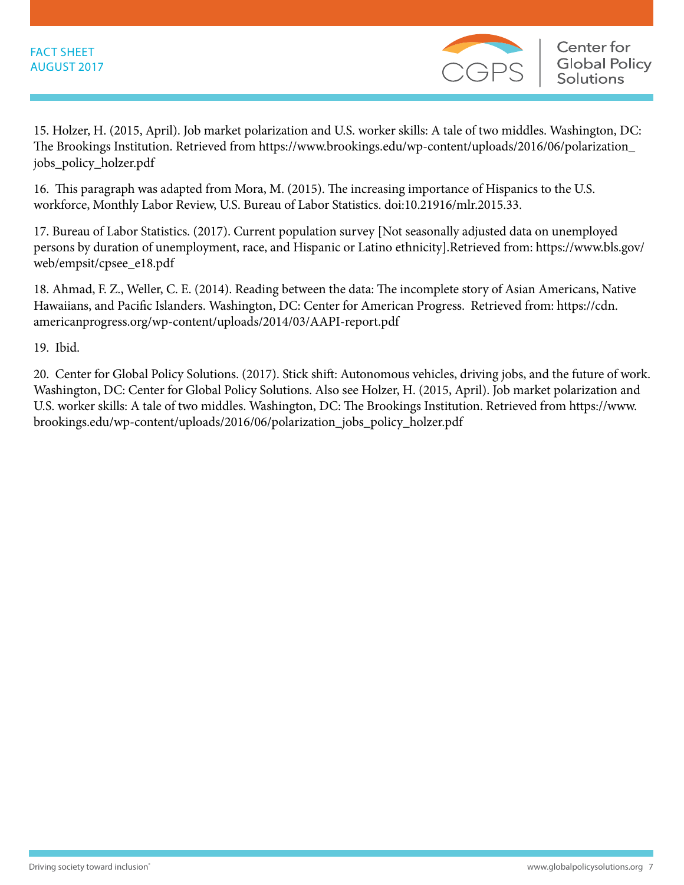15. Holzer, H. (2015, April). Job market polarization and U.S. worker skills: A tale of two middles. Washington, DC: The Brookings Institution. Retrieved from https://www.brookings.edu/wp-content/uploads/2016/06/polarization_jobs_policy_holzer.pdf

16. This paragraph was adapted from Mora, M. (2015). The increasing importance of Hispanics to the U.S. workforce, Monthly Labor Review, U.S. Bureau of Labor Statistics. doi:10.21916/mlr.2015.33.

17. Bureau of Labor Statistics. (2017). Current population survey [Not seasonally adjusted data on unemployed persons by duration of unemployment, race, and Hispanic or Latino ethnicity].Retrieved from: https://www.bls.gov/web/empsit/cpsee_e18.pdf

18. Ahmad, F. Z., Weller, C. E. (2014). Reading between the data: The incomplete story of Asian Americans, Native Hawaiians, and Pacific Islanders. Washington, DC: Center for American Progress. Retrieved from: https://cdn.americanprogress.org/wp-content/uploads/2014/03/AAPI-report.pdf

19. Ibid.

20. Center for Global Policy Solutions. (2017). Stick shift: Autonomous vehicles, driving jobs, and the future of work. Washington, DC: Center for Global Policy Solutions. Also see Holzer, H. (2015, April). Job market polarization and U.S. worker skills: A tale of two middles. Washington, DC: The Brookings Institution. Retrieved from https://www.brookings.edu/wp-content/uploads/2016/06/polarization_jobs_policy_holzer.pdf